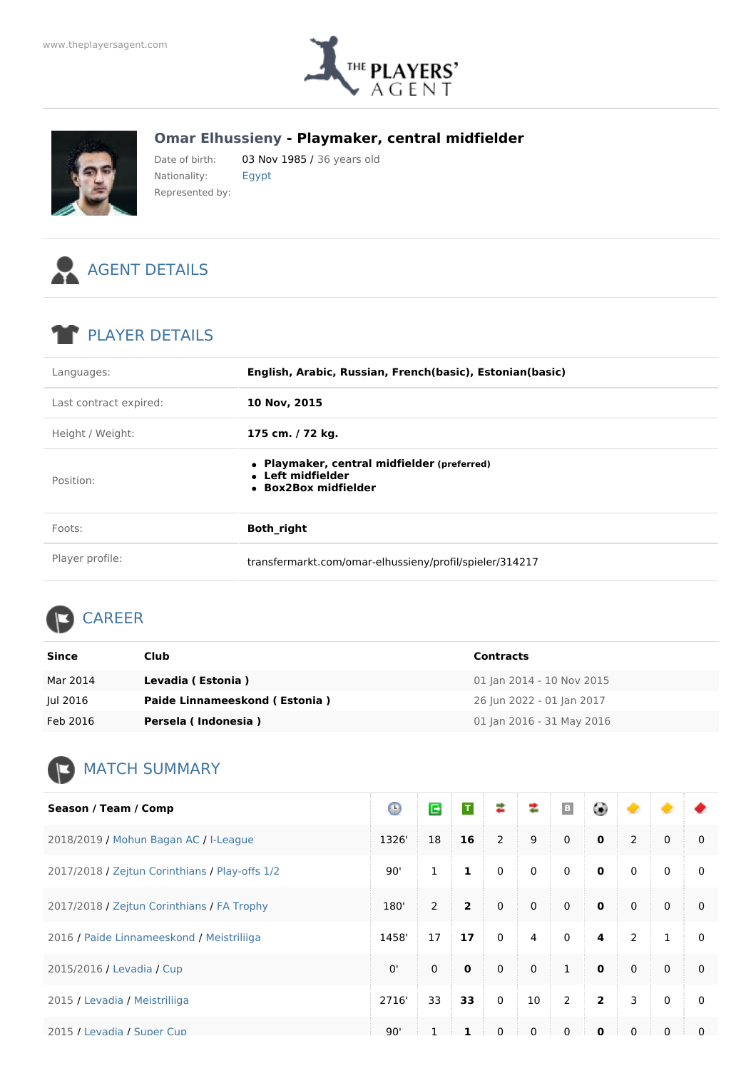www.theplayersagent.com

THE PLAYERS' AGENT

## Omar Elhussieny - Playmaker, central midfielder

Date of birth: 03 Nov 1985 / 36 years old

Nationality: Egypt

Represented by:

## AGENT DETAILS

## PLAYER DETAILS

| | |
|---|---|
| Languages: | **English, Arabic, Russian, French(basic), Estonian(basic)** |
| Last contract expired: | **10 Nov, 2015** |
| Height / Weight: | **175 cm. / 72 kg.** |
| Position: | • **Playmaker, central midfielder** (preferred)<br>• **Left midfielder**<br>• **Box2Box midfielder** |
| Foots: | **Both_right** |
| Player profile: | transfermarkt.com/omar-elhussieny/profil/spieler/314217 |

## CAREER

| Since | Club | Contracts |
|---|---|---|
| Mar 2014 | **Levadia ( Estonia )** | 01 Jan 2014 - 10 Nov 2015 |
| Jul 2016 | **Paide Linnameeskond ( Estonia )** | 26 Jun 2022 - 01 Jan 2017 |
| Feb 2016 | **Persela ( Indonesia )** | 01 Jan 2016 - 31 May 2016 |

## MATCH SUMMARY

| Season / Team / Comp | | | | | | | | | | |
|---|---|---|---|---|---|---|---|---|---|---|
| 2018/2019 / Mohun Bagan AC / I-League | 1326' | 18 | **16** | 2 | 9 | 0 | **0** | 2 | 0 | 0 |
| 2017/2018 / Zejtun Corinthians / Play-offs 1/2 | 90' | 1 | **1** | 0 | 0 | 0 | **0** | 0 | 0 | 0 |
| 2017/2018 / Zejtun Corinthians / FA Trophy | 180' | 2 | **2** | 0 | 0 | 0 | **0** | 0 | 0 | 0 |
| 2016 / Paide Linnameeskond / Meistriliiga | 1458' | 17 | **17** | 0 | 4 | 0 | **4** | 2 | 1 | 0 |
| 2015/2016 / Levadia / Cup | 0' | 0 | **0** | 0 | 0 | 1 | **0** | 0 | 0 | 0 |
| 2015 / Levadia / Meistriliiga | 2716' | 33 | **33** | 0 | 10 | 2 | **2** | 3 | 0 | 0 |
| 2015 / Levadia / Super Cup | 90' | 1 | **1** | 0 | 0 | 0 | **0** | 0 | 0 | 0 |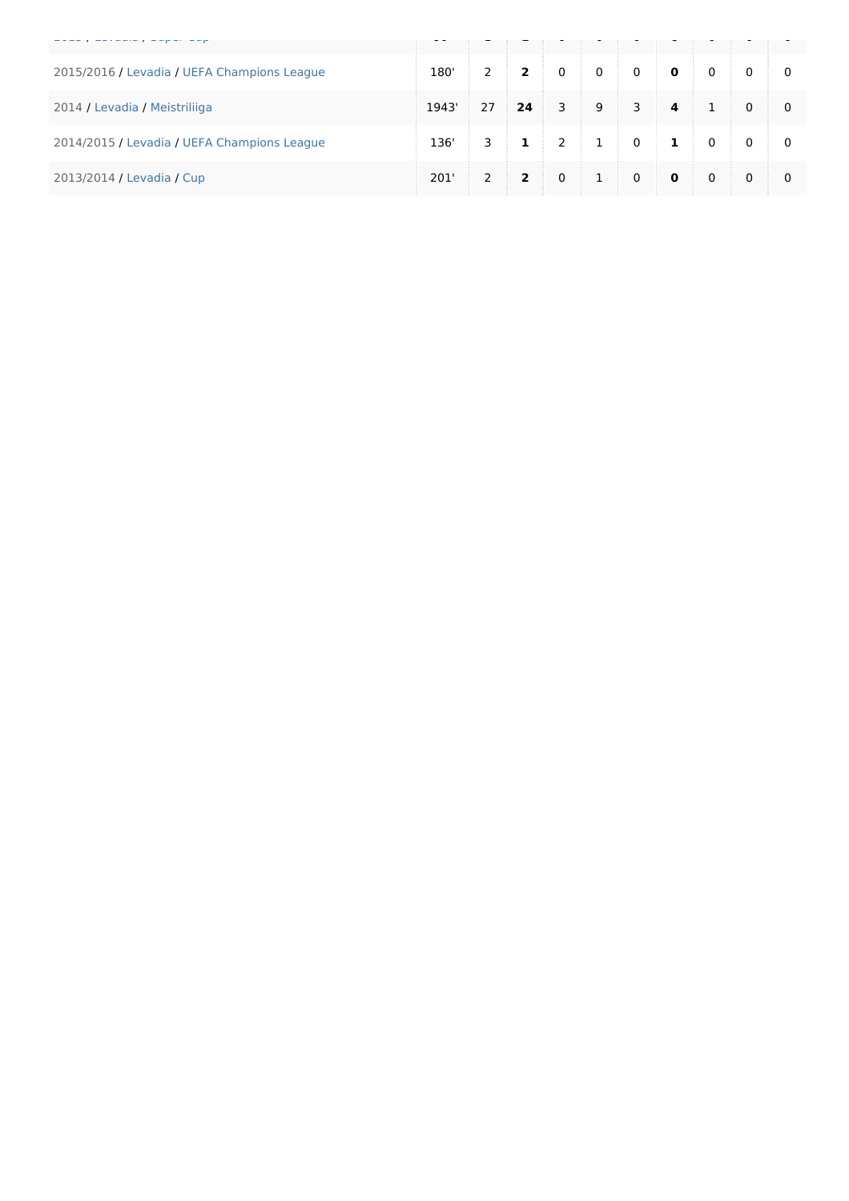| | | | | | | | | | | |
|---|---|---|---|---|---|---|---|---|---|---|
| 2015 / Levadia / Super Cup | 90' | 1 | 1 | 0 | 0 | 0 | 0 | 0 | 0 | 0 |
| 2015/2016 / Levadia / UEFA Champions League | 180' | 2 | **2** | 0 | 0 | 0 | **0** | 0 | 0 | 0 |
| 2014 / Levadia / Meistriliiga | 1943' | 27 | **24** | 3 | 9 | 3 | **4** | 1 | 0 | 0 |
| 2014/2015 / Levadia / UEFA Champions League | 136' | 3 | **1** | 2 | 1 | 0 | **1** | 0 | 0 | 0 |
| 2013/2014 / Levadia / Cup | 201' | 2 | **2** | 0 | 1 | 0 | **0** | 0 | 0 | 0 |